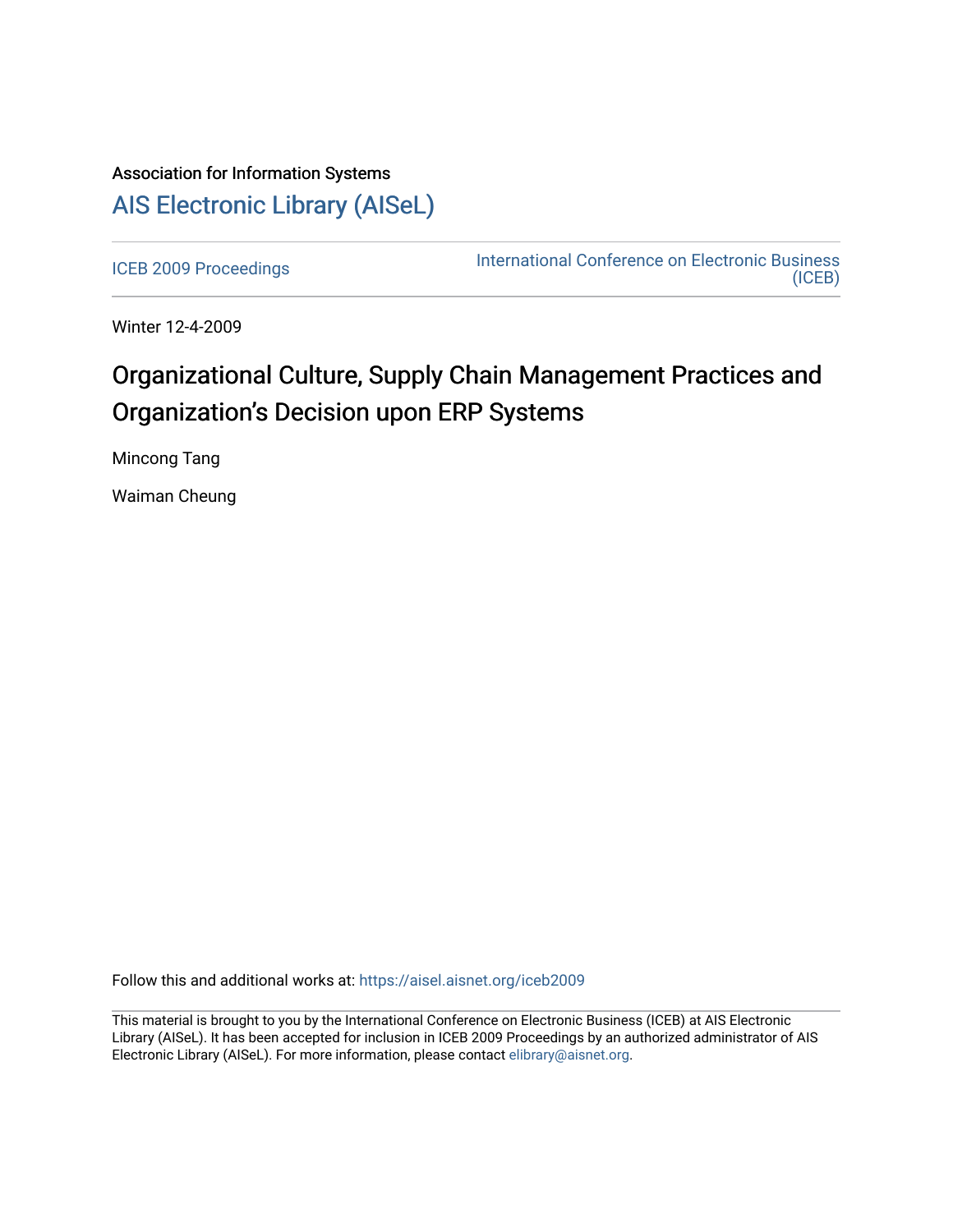Association for Information Systems

# AIS Electronic Library (AISeL)

ICEB 2009 Proceedings

International Conference on Electronic Business (ICEB)

Winter 12-4-2009

# Organizational Culture, Supply Chain Management Practices and Organization's Decision upon ERP Systems

Mincong Tang

Waiman Cheung

Follow this and additional works at: https://aisel.aisnet.org/iceb2009

This material is brought to you by the International Conference on Electronic Business (ICEB) at AIS Electronic Library (AISeL). It has been accepted for inclusion in ICEB 2009 Proceedings by an authorized administrator of AIS Electronic Library (AISeL). For more information, please contact elibrary@aisnet.org.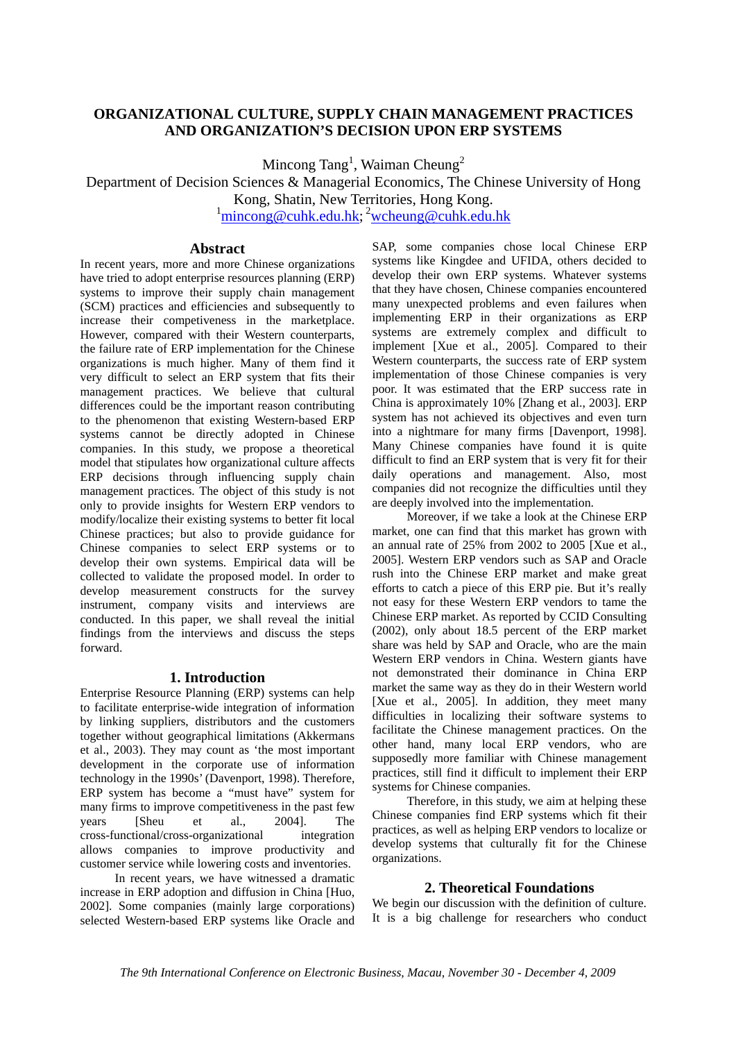# ORGANIZATIONAL CULTURE, SUPPLY CHAIN MANAGEMENT PRACTICES AND ORGANIZATION'S DECISION UPON ERP SYSTEMS

Mincong Tang[1], Waiman Cheung[2]

Department of Decision Sciences & Managerial Economics, The Chinese University of Hong Kong, Shatin, New Territories, Hong Kong.

[1]mincong@cuhk.edu.hk; [2]wcheung@cuhk.edu.hk

## Abstract

In recent years, more and more Chinese organizations have tried to adopt enterprise resources planning (ERP) systems to improve their supply chain management (SCM) practices and efficiencies and subsequently to increase their competiveness in the marketplace. However, compared with their Western counterparts, the failure rate of ERP implementation for the Chinese organizations is much higher. Many of them find it very difficult to select an ERP system that fits their management practices. We believe that cultural differences could be the important reason contributing to the phenomenon that existing Western-based ERP systems cannot be directly adopted in Chinese companies. In this study, we propose a theoretical model that stipulates how organizational culture affects ERP decisions through influencing supply chain management practices. The object of this study is not only to provide insights for Western ERP vendors to modify/localize their existing systems to better fit local Chinese practices; but also to provide guidance for Chinese companies to select ERP systems or to develop their own systems. Empirical data will be collected to validate the proposed model. In order to develop measurement constructs for the survey instrument, company visits and interviews are conducted. In this paper, we shall reveal the initial findings from the interviews and discuss the steps forward.

## 1. Introduction

Enterprise Resource Planning (ERP) systems can help to facilitate enterprise-wide integration of information by linking suppliers, distributors and the customers together without geographical limitations (Akkermans et al., 2003). They may count as 'the most important development in the corporate use of information technology in the 1990s' (Davenport, 1998). Therefore, ERP system has become a "must have" system for many firms to improve competitiveness in the past few years [Sheu et al., 2004]. The cross-functional/cross-organizational integration allows companies to improve productivity and customer service while lowering costs and inventories.

In recent years, we have witnessed a dramatic increase in ERP adoption and diffusion in China [Huo, 2002]. Some companies (mainly large corporations) selected Western-based ERP systems like Oracle and SAP, some companies chose local Chinese ERP systems like Kingdee and UFIDA, others decided to develop their own ERP systems. Whatever systems that they have chosen, Chinese companies encountered many unexpected problems and even failures when implementing ERP in their organizations as ERP systems are extremely complex and difficult to implement [Xue et al., 2005]. Compared to their Western counterparts, the success rate of ERP system implementation of those Chinese companies is very poor. It was estimated that the ERP success rate in China is approximately 10% [Zhang et al., 2003]. ERP system has not achieved its objectives and even turn into a nightmare for many firms [Davenport, 1998]. Many Chinese companies have found it is quite difficult to find an ERP system that is very fit for their daily operations and management. Also, most companies did not recognize the difficulties until they are deeply involved into the implementation.

Moreover, if we take a look at the Chinese ERP market, one can find that this market has grown with an annual rate of 25% from 2002 to 2005 [Xue et al., 2005]. Western ERP vendors such as SAP and Oracle rush into the Chinese ERP market and make great efforts to catch a piece of this ERP pie. But it's really not easy for these Western ERP vendors to tame the Chinese ERP market. As reported by CCID Consulting (2002), only about 18.5 percent of the ERP market share was held by SAP and Oracle, who are the main Western ERP vendors in China. Western giants have not demonstrated their dominance in China ERP market the same way as they do in their Western world [Xue et al., 2005]. In addition, they meet many difficulties in localizing their software systems to facilitate the Chinese management practices. On the other hand, many local ERP vendors, who are supposedly more familiar with Chinese management practices, still find it difficult to implement their ERP systems for Chinese companies.

Therefore, in this study, we aim at helping these Chinese companies find ERP systems which fit their practices, as well as helping ERP vendors to localize or develop systems that culturally fit for the Chinese organizations.

## 2. Theoretical Foundations

We begin our discussion with the definition of culture. It is a big challenge for researchers who conduct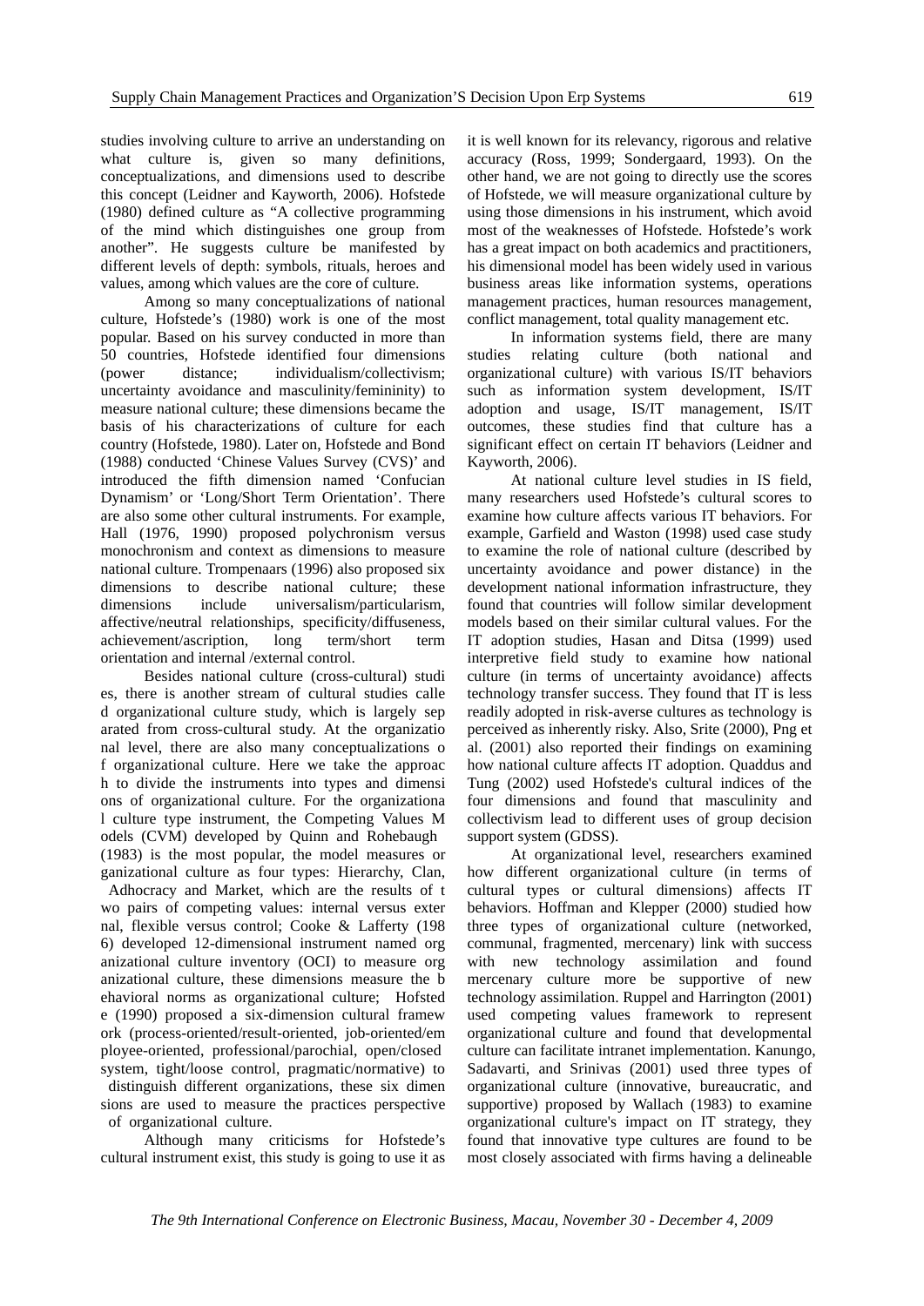studies involving culture to arrive an understanding on what culture is, given so many definitions, conceptualizations, and dimensions used to describe this concept (Leidner and Kayworth, 2006). Hofstede (1980) defined culture as "A collective programming of the mind which distinguishes one group from another". He suggests culture be manifested by different levels of depth: symbols, rituals, heroes and values, among which values are the core of culture.

Among so many conceptualizations of national culture, Hofstede's (1980) work is one of the most popular. Based on his survey conducted in more than 50 countries, Hofstede identified four dimensions (power distance; individualism/collectivism; uncertainty avoidance and masculinity/femininity) to measure national culture; these dimensions became the basis of his characterizations of culture for each country (Hofstede, 1980). Later on, Hofstede and Bond (1988) conducted 'Chinese Values Survey (CVS)' and introduced the fifth dimension named 'Confucian Dynamism' or 'Long/Short Term Orientation'. There are also some other cultural instruments. For example, Hall (1976, 1990) proposed polychronism versus monochronism and context as dimensions to measure national culture. Trompenaars (1996) also proposed six dimensions to describe national culture; these dimensions include universalism/particularism, affective/neutral relationships, specificity/diffuseness, achievement/ascription, long term/short term orientation and internal /external control.

Besides national culture (cross-cultural) studies, there is another stream of cultural studies called organizational culture study, which is largely separated from cross-cultural study. At the organizational level, there are also many conceptualizations of organizational culture. Here we take the approach to divide the instruments into types and dimensions of organizational culture. For the organizational culture type instrument, the Competing Values Models (CVM) developed by Quinn and Rohebaugh (1983) is the most popular, the model measures organizational culture as four types: Hierarchy, Clan, Adhocracy and Market, which are the results of two pairs of competing values: internal versus external, flexible versus control; Cooke & Lafferty (1986) developed 12-dimensional instrument named organizational culture inventory (OCI) to measure organizational culture, these dimensions measure the behavioral norms as organizational culture; Hofstede (1990) proposed a six-dimension cultural framework (process-oriented/result-oriented, job-oriented/employee-oriented, professional/parochial, open/closed system, tight/loose control, pragmatic/normative) to distinguish different organizations, these six dimensions are used to measure the practices perspective of organizational culture.

Although many criticisms for Hofstede's cultural instrument exist, this study is going to use it as it is well known for its relevancy, rigorous and relative accuracy (Ross, 1999; Sondergaard, 1993). On the other hand, we are not going to directly use the scores of Hofstede, we will measure organizational culture by using those dimensions in his instrument, which avoid most of the weaknesses of Hofstede. Hofstede's work has a great impact on both academics and practitioners, his dimensional model has been widely used in various business areas like information systems, operations management practices, human resources management, conflict management, total quality management etc.

In information systems field, there are many studies relating culture (both national and organizational culture) with various IS/IT behaviors such as information system development, IS/IT adoption and usage, IS/IT management, IS/IT outcomes, these studies find that culture has a significant effect on certain IT behaviors (Leidner and Kayworth, 2006).

At national culture level studies in IS field, many researchers used Hofstede's cultural scores to examine how culture affects various IT behaviors. For example, Garfield and Waston (1998) used case study to examine the role of national culture (described by uncertainty avoidance and power distance) in the development national information infrastructure, they found that countries will follow similar development models based on their similar cultural values. For the IT adoption studies, Hasan and Ditsa (1999) used interpretive field study to examine how national culture (in terms of uncertainty avoidance) affects technology transfer success. They found that IT is less readily adopted in risk-averse cultures as technology is perceived as inherently risky. Also, Srite (2000), Png et al. (2001) also reported their findings on examining how national culture affects IT adoption. Quaddus and Tung (2002) used Hofstede's cultural indices of the four dimensions and found that masculinity and collectivism lead to different uses of group decision support system (GDSS).

At organizational level, researchers examined how different organizational culture (in terms of cultural types or cultural dimensions) affects IT behaviors. Hoffman and Klepper (2000) studied how three types of organizational culture (networked, communal, fragmented, mercenary) link with success with new technology assimilation and found mercenary culture more be supportive of new technology assimilation. Ruppel and Harrington (2001) used competing values framework to represent organizational culture and found that developmental culture can facilitate intranet implementation. Kanungo, Sadavarti, and Srinivas (2001) used three types of organizational culture (innovative, bureaucratic, and supportive) proposed by Wallach (1983) to examine organizational culture's impact on IT strategy, they found that innovative type cultures are found to be most closely associated with firms having a delineable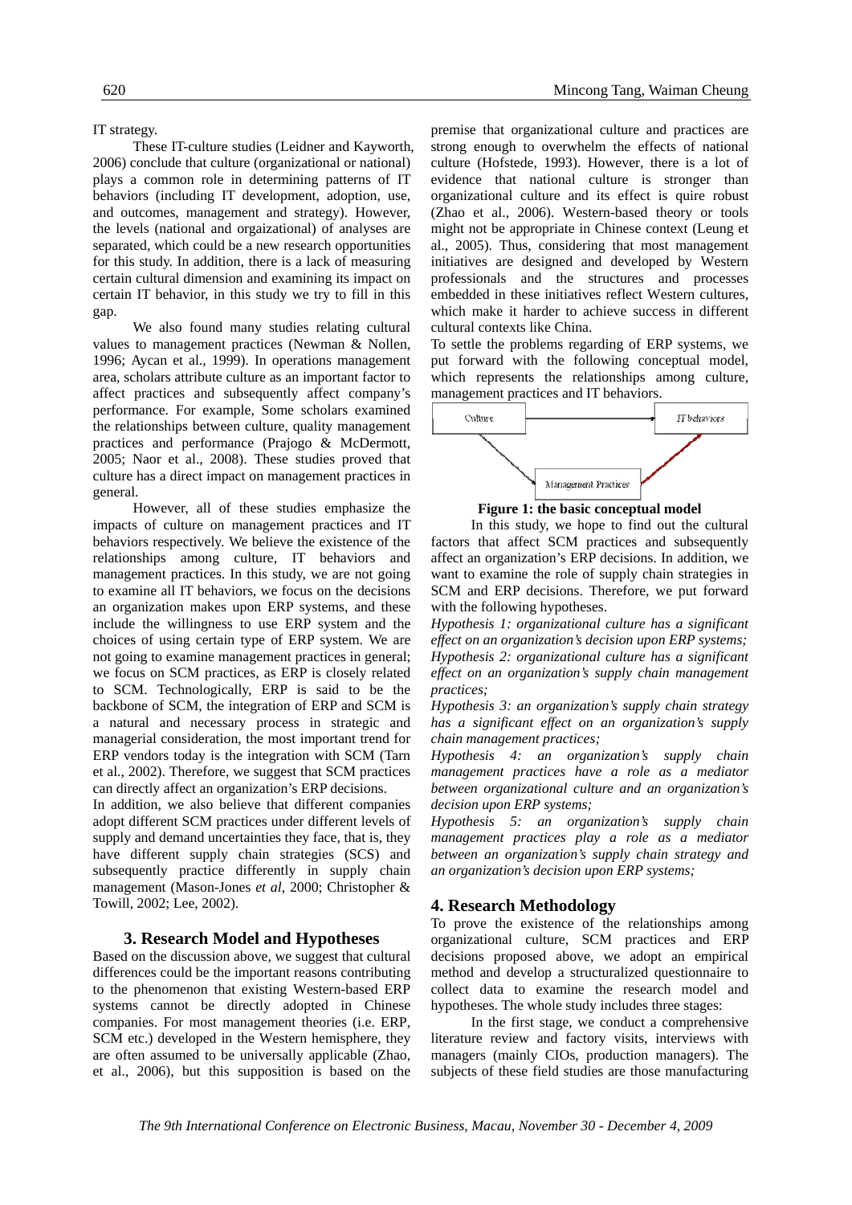IT strategy.

These IT-culture studies (Leidner and Kayworth, 2006) conclude that culture (organizational or national) plays a common role in determining patterns of IT behaviors (including IT development, adoption, use, and outcomes, management and strategy). However, the levels (national and orgaizational) of analyses are separated, which could be a new research opportunities for this study. In addition, there is a lack of measuring certain cultural dimension and examining its impact on certain IT behavior, in this study we try to fill in this gap.

We also found many studies relating cultural values to management practices (Newman & Nollen, 1996; Aycan et al., 1999). In operations management area, scholars attribute culture as an important factor to affect practices and subsequently affect company's performance. For example, Some scholars examined the relationships between culture, quality management practices and performance (Prajogo & McDermott, 2005; Naor et al., 2008). These studies proved that culture has a direct impact on management practices in general.

However, all of these studies emphasize the impacts of culture on management practices and IT behaviors respectively. We believe the existence of the relationships among culture, IT behaviors and management practices. In this study, we are not going to examine all IT behaviors, we focus on the decisions an organization makes upon ERP systems, and these include the willingness to use ERP system and the choices of using certain type of ERP system. We are not going to examine management practices in general; we focus on SCM practices, as ERP is closely related to SCM. Technologically, ERP is said to be the backbone of SCM, the integration of ERP and SCM is a natural and necessary process in strategic and managerial consideration, the most important trend for ERP vendors today is the integration with SCM (Tarn et al., 2002). Therefore, we suggest that SCM practices can directly affect an organization's ERP decisions.

In addition, we also believe that different companies adopt different SCM practices under different levels of supply and demand uncertainties they face, that is, they have different supply chain strategies (SCS) and subsequently practice differently in supply chain management (Mason-Jones *et al*, 2000; Christopher & Towill, 2002; Lee, 2002).

## 3. Research Model and Hypotheses

Based on the discussion above, we suggest that cultural differences could be the important reasons contributing to the phenomenon that existing Western-based ERP systems cannot be directly adopted in Chinese companies. For most management theories (i.e. ERP, SCM etc.) developed in the Western hemisphere, they are often assumed to be universally applicable (Zhao, et al., 2006), but this supposition is based on the premise that organizational culture and practices are strong enough to overwhelm the effects of national culture (Hofstede, 1993). However, there is a lot of evidence that national culture is stronger than organizational culture and its effect is quire robust (Zhao et al., 2006). Western-based theory or tools might not be appropriate in Chinese context (Leung et al., 2005). Thus, considering that most management initiatives are designed and developed by Western professionals and the structures and processes embedded in these initiatives reflect Western cultures, which make it harder to achieve success in different cultural contexts like China.

To settle the problems regarding of ERP systems, we put forward with the following conceptual model, which represents the relationships among culture, management practices and IT behaviors.

Culture → IT behaviors; Culture → Management Practices → IT behaviors

**Figure 1: the basic conceptual model**

In this study, we hope to find out the cultural factors that affect SCM practices and subsequently affect an organization's ERP decisions. In addition, we want to examine the role of supply chain strategies in SCM and ERP decisions. Therefore, we put forward with the following hypotheses.

*Hypothesis 1: organizational culture has a significant effect on an organization's decision upon ERP systems;*

*Hypothesis 2: organizational culture has a significant effect on an organization's supply chain management practices;*

*Hypothesis 3: an organization's supply chain strategy has a significant effect on an organization's supply chain management practices;*

*Hypothesis 4: an organization's supply chain management practices have a role as a mediator between organizational culture and an organization's decision upon ERP systems;*

*Hypothesis 5: an organization's supply chain management practices play a role as a mediator between an organization's supply chain strategy and an organization's decision upon ERP systems;*

## 4. Research Methodology

To prove the existence of the relationships among organizational culture, SCM practices and ERP decisions proposed above, we adopt an empirical method and develop a structuralized questionnaire to collect data to examine the research model and hypotheses. The whole study includes three stages:

In the first stage, we conduct a comprehensive literature review and factory visits, interviews with managers (mainly CIOs, production managers). The subjects of these field studies are those manufacturing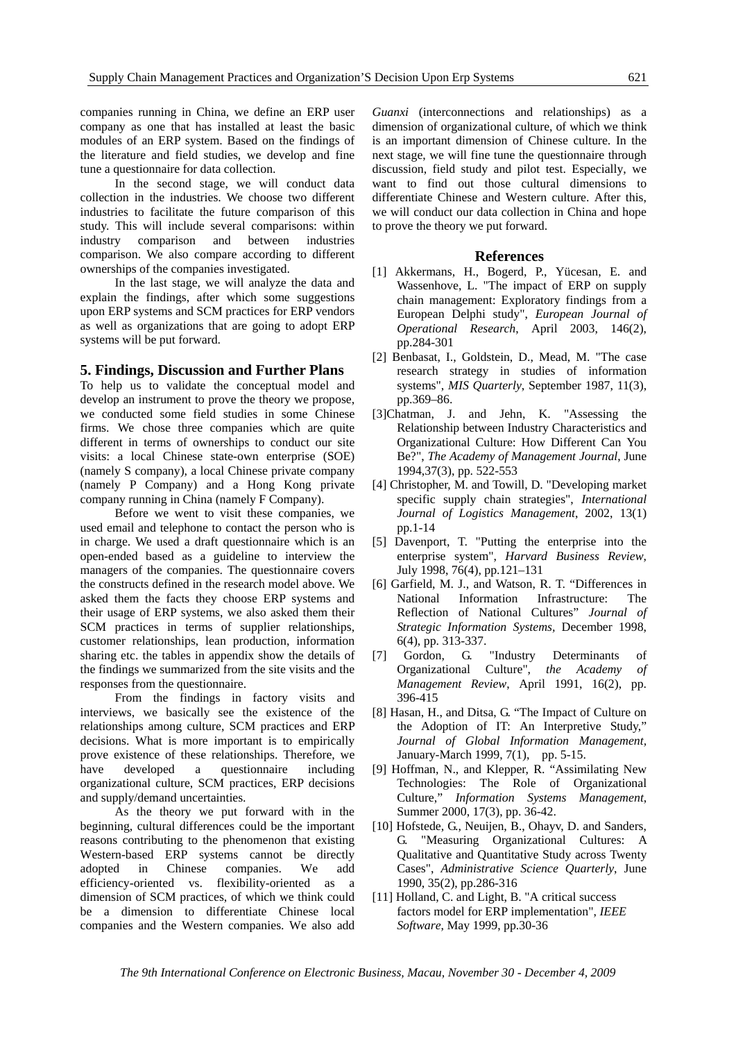companies running in China, we define an ERP user company as one that has installed at least the basic modules of an ERP system. Based on the findings of the literature and field studies, we develop and fine tune a questionnaire for data collection.

In the second stage, we will conduct data collection in the industries. We choose two different industries to facilitate the future comparison of this study. This will include several comparisons: within industry comparison and between industries comparison. We also compare according to different ownerships of the companies investigated.

In the last stage, we will analyze the data and explain the findings, after which some suggestions upon ERP systems and SCM practices for ERP vendors as well as organizations that are going to adopt ERP systems will be put forward.

## 5. Findings, Discussion and Further Plans

To help us to validate the conceptual model and develop an instrument to prove the theory we propose, we conducted some field studies in some Chinese firms. We chose three companies which are quite different in terms of ownerships to conduct our site visits: a local Chinese state-own enterprise (SOE) (namely S company), a local Chinese private company (namely P Company) and a Hong Kong private company running in China (namely F Company).

Before we went to visit these companies, we used email and telephone to contact the person who is in charge. We used a draft questionnaire which is an open-ended based as a guideline to interview the managers of the companies. The questionnaire covers the constructs defined in the research model above. We asked them the facts they choose ERP systems and their usage of ERP systems, we also asked them their SCM practices in terms of supplier relationships, customer relationships, lean production, information sharing etc. the tables in appendix show the details of the findings we summarized from the site visits and the responses from the questionnaire.

From the findings in factory visits and interviews, we basically see the existence of the relationships among culture, SCM practices and ERP decisions. What is more important is to empirically prove existence of these relationships. Therefore, we have developed a questionnaire including organizational culture, SCM practices, ERP decisions and supply/demand uncertainties.

As the theory we put forward with in the beginning, cultural differences could be the important reasons contributing to the phenomenon that existing Western-based ERP systems cannot be directly adopted in Chinese companies. We add efficiency-oriented vs. flexibility-oriented as a dimension of SCM practices, of which we think could be a dimension to differentiate Chinese local companies and the Western companies. We also add *Guanxi* (interconnections and relationships) as a dimension of organizational culture, of which we think is an important dimension of Chinese culture. In the next stage, we will fine tune the questionnaire through discussion, field study and pilot test. Especially, we want to find out those cultural dimensions to differentiate Chinese and Western culture. After this, we will conduct our data collection in China and hope to prove the theory we put forward.

## References

[1] Akkermans, H., Bogerd, P., Yücesan, E. and Wassenhove, L. "The impact of ERP on supply chain management: Exploratory findings from a European Delphi study", *European Journal of Operational Research*, April 2003, 146(2), pp.284-301

[2] Benbasat, I., Goldstein, D., Mead, M. "The case research strategy in studies of information systems", *MIS Quarterly*, September 1987, 11(3), pp.369–86.

[3]Chatman, J. and Jehn, K. "Assessing the Relationship between Industry Characteristics and Organizational Culture: How Different Can You Be?", *The Academy of Management Journal*, June 1994,37(3), pp. 522-553

[4] Christopher, M. and Towill, D. "Developing market specific supply chain strategies", *International Journal of Logistics Management*, 2002, 13(1) pp.1-14

[5] Davenport, T. "Putting the enterprise into the enterprise system", *Harvard Business Review*, July 1998, 76(4), pp.121–131

[6] Garfield, M. J., and Watson, R. T. "Differences in National Information Infrastructure: The Reflection of National Cultures" *Journal of Strategic Information Systems*, December 1998, 6(4), pp. 313-337.

[7] Gordon, G. "Industry Determinants of Organizational Culture", *the Academy of Management Review*, April 1991, 16(2), pp. 396-415

[8] Hasan, H., and Ditsa, G. "The Impact of Culture on the Adoption of IT: An Interpretive Study," *Journal of Global Information Management*, January-March 1999, 7(1), pp. 5-15.

[9] Hoffman, N., and Klepper, R. "Assimilating New Technologies: The Role of Organizational Culture," *Information Systems Management*, Summer 2000, 17(3), pp. 36-42.

[10] Hofstede, G., Neuijen, B., Ohayv, D. and Sanders, G. "Measuring Organizational Cultures: A Qualitative and Quantitative Study across Twenty Cases", *Administrative Science Quarterly*, June 1990, 35(2), pp.286-316

[11] Holland, C. and Light, B. "A critical success factors model for ERP implementation", *IEEE Software*, May 1999, pp.30-36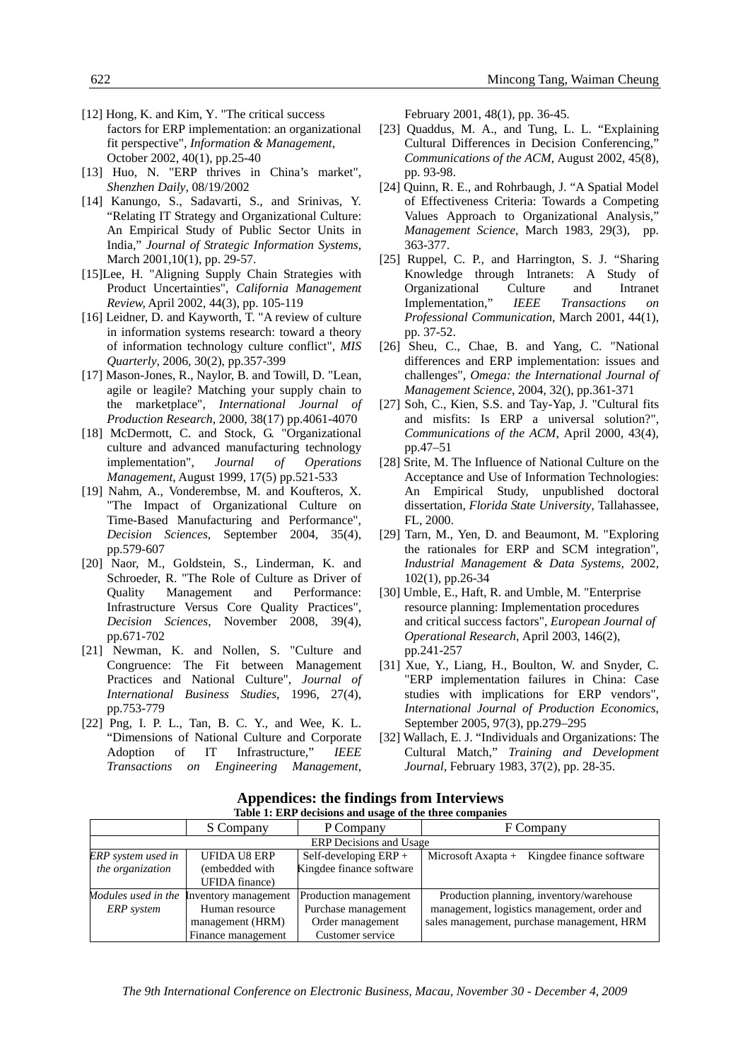[12] Hong, K. and Kim, Y. "The critical success factors for ERP implementation: an organizational fit perspective", *Information & Management*, October 2002, 40(1), pp.25-40

[13] Huo, N. "ERP thrives in China's market", *Shenzhen Daily*, 08/19/2002

[14] Kanungo, S., Sadavarti, S., and Srinivas, Y. "Relating IT Strategy and Organizational Culture: An Empirical Study of Public Sector Units in India," *Journal of Strategic Information Systems*, March 2001,10(1), pp. 29-57.

[15]Lee, H. "Aligning Supply Chain Strategies with Product Uncertainties", *California Management Review*, April 2002, 44(3), pp. 105-119

[16] Leidner, D. and Kayworth, T. "A review of culture in information systems research: toward a theory of information technology culture conflict", *MIS Quarterly*, 2006, 30(2), pp.357-399

[17] Mason-Jones, R., Naylor, B. and Towill, D. "Lean, agile or leagile? Matching your supply chain to the marketplace", *International Journal of Production Research*, 2000, 38(17) pp.4061-4070

[18] McDermott, C. and Stock, G. "Organizational culture and advanced manufacturing technology implementation", *Journal of Operations Management*, August 1999, 17(5) pp.521-533

[19] Nahm, A., Vonderembse, M. and Koufteros, X. "The Impact of Organizational Culture on Time-Based Manufacturing and Performance", *Decision Sciences*, September 2004, 35(4), pp.579-607

[20] Naor, M., Goldstein, S., Linderman, K. and Schroeder, R. "The Role of Culture as Driver of Quality Management and Performance: Infrastructure Versus Core Quality Practices", *Decision Sciences*, November 2008, 39(4), pp.671-702

[21] Newman, K. and Nollen, S. "Culture and Congruence: The Fit between Management Practices and National Culture", *Journal of International Business Studies*, 1996, 27(4), pp.753-779

[22] Png, I. P. L., Tan, B. C. Y., and Wee, K. L. "Dimensions of National Culture and Corporate Adoption of IT Infrastructure," *IEEE Transactions on Engineering Management*, February 2001, 48(1), pp. 36-45.

[23] Quaddus, M. A., and Tung, L. L. "Explaining Cultural Differences in Decision Conferencing," *Communications of the ACM*, August 2002, 45(8), pp. 93-98.

[24] Quinn, R. E., and Rohrbaugh, J. "A Spatial Model of Effectiveness Criteria: Towards a Competing Values Approach to Organizational Analysis," *Management Science*, March 1983, 29(3), pp. 363-377.

[25] Ruppel, C. P., and Harrington, S. J. "Sharing Knowledge through Intranets: A Study of Organizational Culture and Intranet Implementation," *IEEE Transactions on Professional Communication*, March 2001, 44(1), pp. 37-52.

[26] Sheu, C., Chae, B. and Yang, C. "National differences and ERP implementation: issues and challenges", *Omega: the International Journal of Management Science*, 2004, 32(), pp.361-371

[27] Soh, C., Kien, S.S. and Tay-Yap, J. "Cultural fits and misfits: Is ERP a universal solution?", *Communications of the ACM*, April 2000, 43(4), pp.47–51

[28] Srite, M. The Influence of National Culture on the Acceptance and Use of Information Technologies: An Empirical Study, unpublished doctoral dissertation, *Florida State University*, Tallahassee, FL, 2000.

[29] Tarn, M., Yen, D. and Beaumont, M. "Exploring the rationales for ERP and SCM integration", *Industrial Management & Data Systems*, 2002, 102(1), pp.26-34

[30] Umble, E., Haft, R. and Umble, M. "Enterprise resource planning: Implementation procedures and critical success factors", *European Journal of Operational Research*, April 2003, 146(2), pp.241-257

[31] Xue, Y., Liang, H., Boulton, W. and Snyder, C. "ERP implementation failures in China: Case studies with implications for ERP vendors", *International Journal of Production Economics*, September 2005, 97(3), pp.279–295

[32] Wallach, E. J. "Individuals and Organizations: The Cultural Match," *Training and Development Journal*, February 1983, 37(2), pp. 28-35.

## Appendices: the findings from Interviews

**Table 1: ERP decisions and usage of the three companies**

| | S Company | P Company | F Company |
|---|---|---|---|
| ERP Decisions and Usage | | | |
| *ERP system used in the organization* | UFIDA U8 ERP (embedded with UFIDA finance) | Self-developing ERP + Kingdee finance software | Microsoft Axapta + Kingdee finance software |
| *Modules used in the ERP system* | Inventory management Human resource management (HRM) Finance management | Production management Purchase management Order management Customer service | Production planning, inventory/warehouse management, logistics management, order and sales management, purchase management, HRM |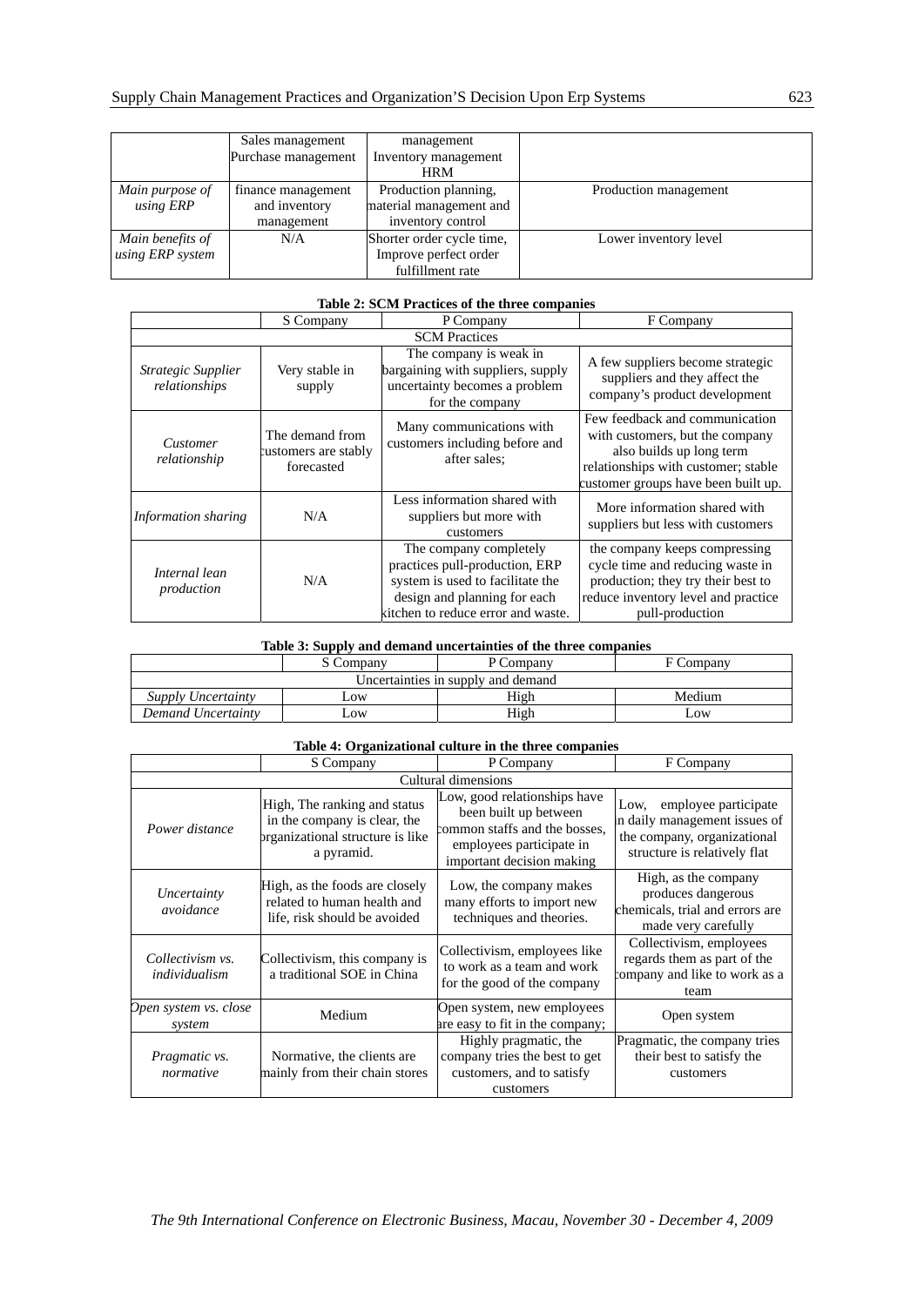| | | | |
|---|---|---|---|
| | Sales management Purchase management | management Inventory management HRM | |
| *Main purpose of using ERP* | finance management and inventory management | Production planning, material management and inventory control | Production management |
| *Main benefits of using ERP system* | N/A | Shorter order cycle time, Improve perfect order fulfillment rate | Lower inventory level |

**Table 2: SCM Practices of the three companies**

| | S Company | P Company | F Company |
|---|---|---|---|
| SCM Practices | | | |
| *Strategic Supplier relationships* | Very stable in supply | The company is weak in bargaining with suppliers, supply uncertainty becomes a problem for the company | A few suppliers become strategic suppliers and they affect the company's product development |
| *Customer relationship* | The demand from customers are stably forecasted | Many communications with customers including before and after sales; | Few feedback and communication with customers, but the company also builds up long term relationships with customer; stable customer groups have been built up. |
| *Information sharing* | N/A | Less information shared with suppliers but more with customers | More information shared with suppliers but less with customers |
| *Internal lean production* | N/A | The company completely practices pull-production, ERP system is used to facilitate the design and planning for each kitchen to reduce error and waste. | the company keeps compressing cycle time and reducing waste in production; they try their best to reduce inventory level and practice pull-production |

**Table 3: Supply and demand uncertainties of the three companies**

| | S Company | P Company | F Company |
|---|---|---|---|
| Uncertainties in supply and demand | | | |
| *Supply Uncertainty* | Low | High | Medium |
| *Demand Uncertainty* | Low | High | Low |

**Table 4: Organizational culture in the three companies**

| | S Company | P Company | F Company |
|---|---|---|---|
| Cultural dimensions | | | |
| *Power distance* | High, The ranking and status in the company is clear, the organizational structure is like a pyramid. | Low, good relationships have been built up between common staffs and the bosses, employees participate in important decision making | Low, employee participate in daily management issues of the company, organizational structure is relatively flat |
| *Uncertainty avoidance* | High, as the foods are closely related to human health and life, risk should be avoided | Low, the company makes many efforts to import new techniques and theories. | High, as the company produces dangerous chemicals, trial and errors are made very carefully |
| *Collectivism vs. individualism* | Collectivism, this company is a traditional SOE in China | Collectivism, employees like to work as a team and work for the good of the company | Collectivism, employees regards them as part of the company and like to work as a team |
| *Open system vs. close system* | Medium | Open system, new employees are easy to fit in the company; | Open system |
| *Pragmatic vs. normative* | Normative, the clients are mainly from their chain stores | Highly pragmatic, the company tries the best to get customers, and to satisfy customers | Pragmatic, the company tries their best to satisfy the customers |